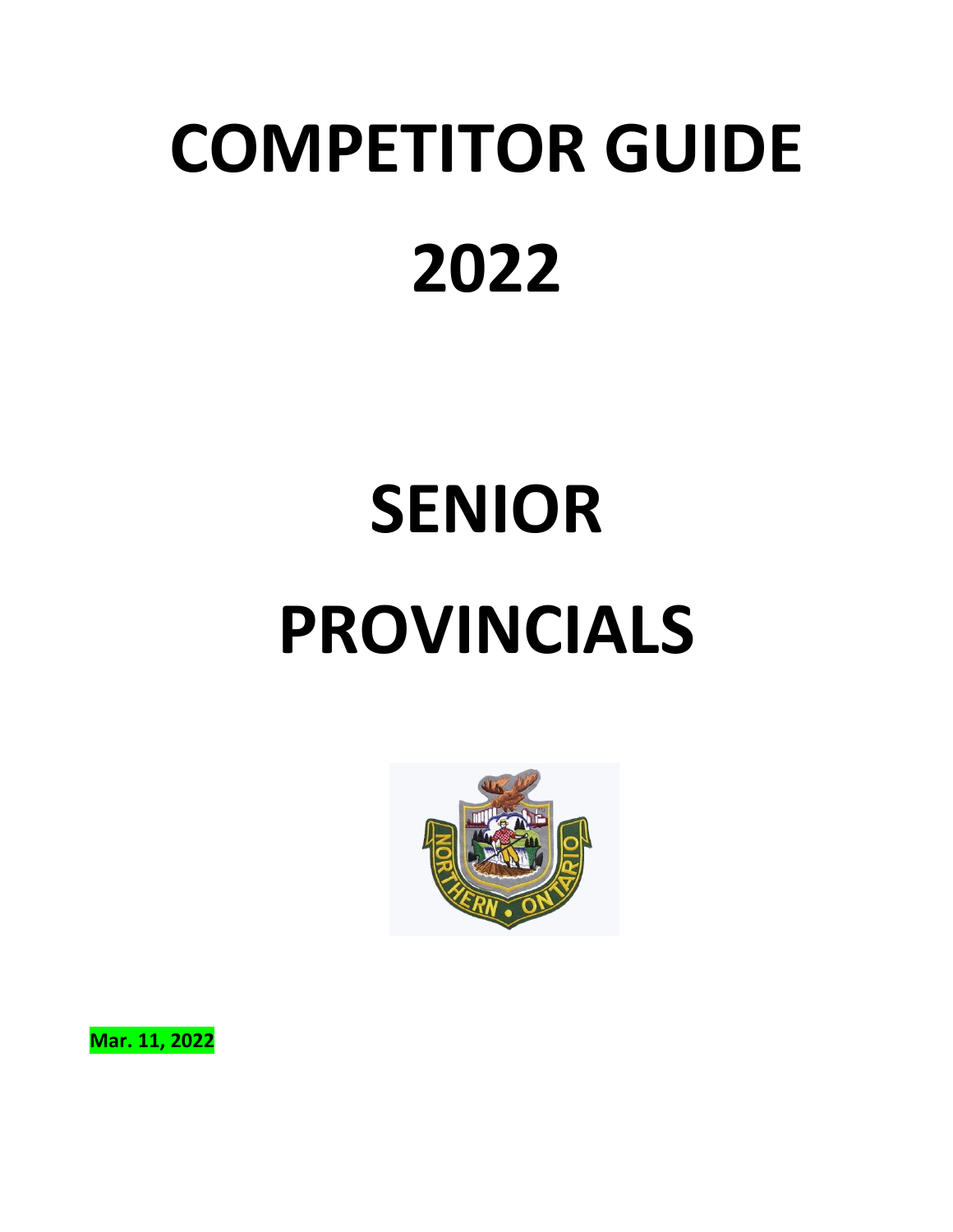# COMPETITOR GUIDE

# 2022

# SENIOR

# PROVINCIALS

**Mar. 11, 2022**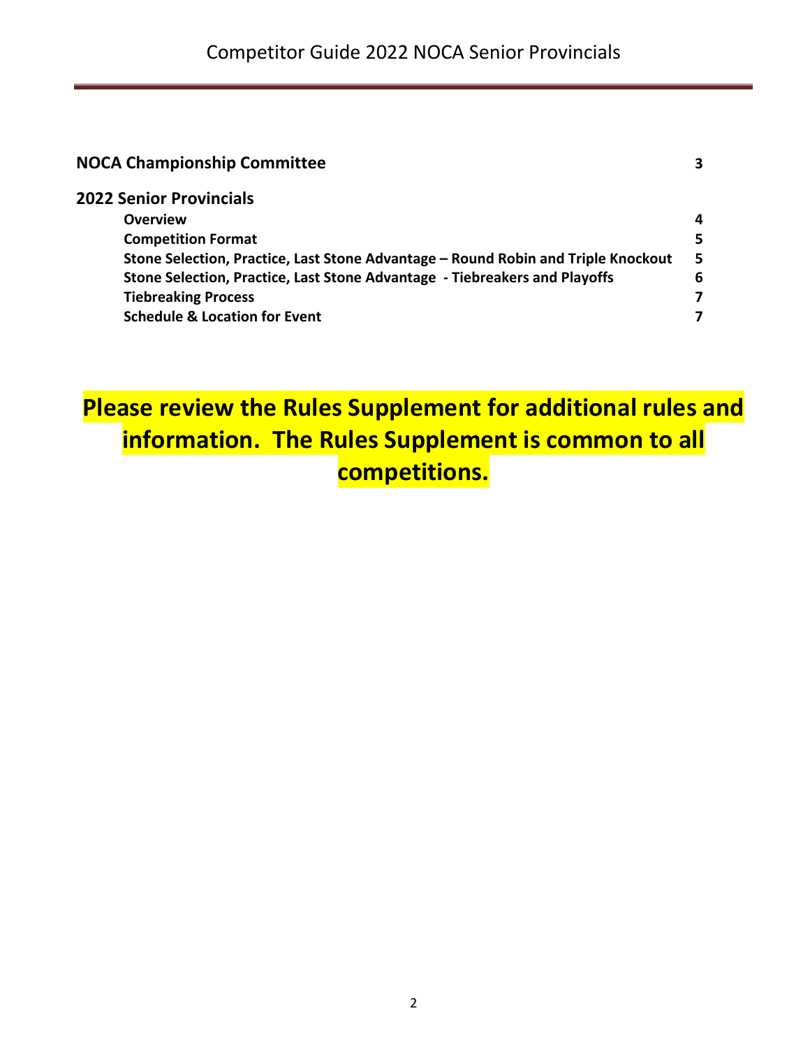| | |
|---|---|
| **NOCA Championship Committee** | **3** |
| **2022 Senior Provincials** | |
| **Overview** | **4** |
| **Competition Format** | **5** |
| **Stone Selection, Practice, Last Stone Advantage – Round Robin and Triple Knockout** | **5** |
| **Stone Selection, Practice, Last Stone Advantage - Tiebreakers and Playoffs** | **6** |
| **Tiebreaking Process** | **7** |
| **Schedule & Location for Event** | **7** |

**Please review the Rules Supplement for additional rules and information. The Rules Supplement is common to all competitions.**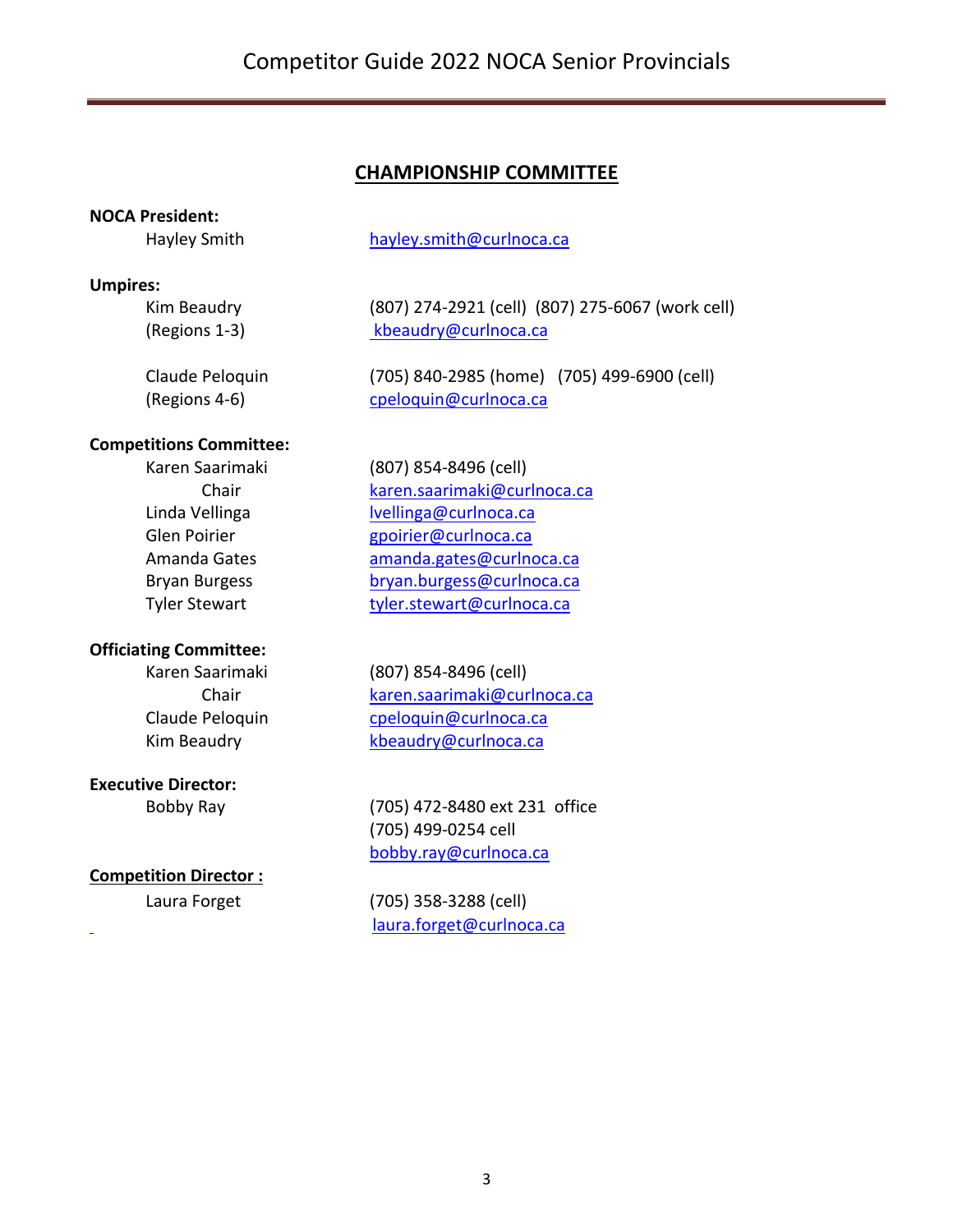## CHAMPIONSHIP COMMITTEE

**NOCA President:**

Hayley Smith — hayley.smith@curlnoca.ca

**Umpires:**

Kim Beaudry (Regions 1-3) — (807) 274-2921 (cell) (807) 275-6067 (work cell)
kbeaudry@curlnoca.ca

Claude Peloquin (Regions 4-6) — (705) 840-2985 (home) (705) 499-6900 (cell)
cpeloquin@curlnoca.ca

**Competitions Committee:**

Karen Saarimaki, Chair — (807) 854-8496 (cell)
karen.saarimaki@curlnoca.ca

Linda Vellinga — lvellinga@curlnoca.ca

Glen Poirier — gpoirier@curlnoca.ca

Amanda Gates — amanda.gates@curlnoca.ca

Bryan Burgess — bryan.burgess@curlnoca.ca

Tyler Stewart — tyler.stewart@curlnoca.ca

**Officiating Committee:**

Karen Saarimaki, Chair — (807) 854-8496 (cell)
karen.saarimaki@curlnoca.ca

Claude Peloquin — cpeloquin@curlnoca.ca

Kim Beaudry — kbeaudry@curlnoca.ca

**Executive Director:**

Bobby Ray — (705) 472-8480 ext 231 office
(705) 499-0254 cell
bobby.ray@curlnoca.ca

**Competition Director :**

Laura Forget — (705) 358-3288 (cell)
laura.forget@curlnoca.ca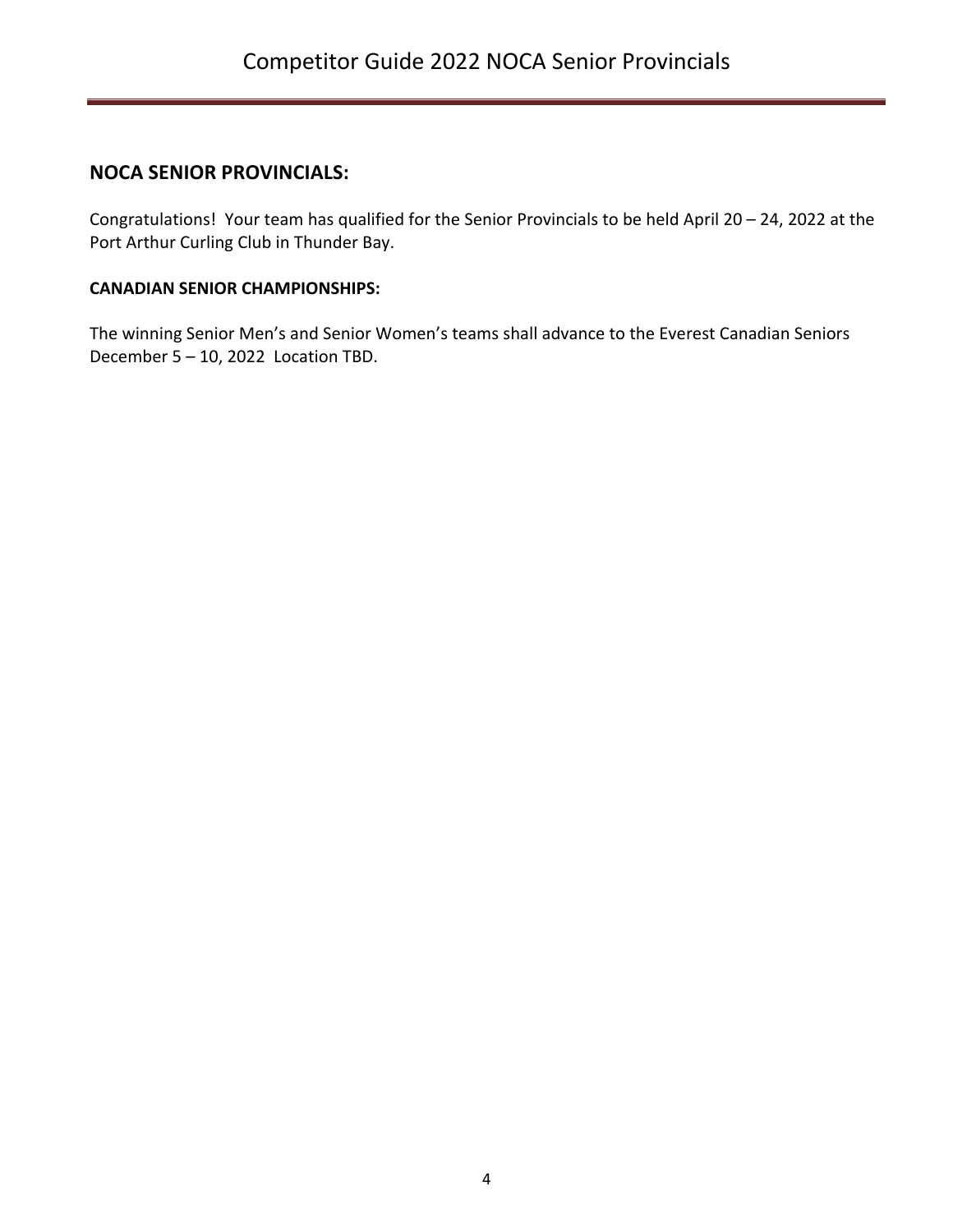## NOCA SENIOR PROVINCIALS:

Congratulations! Your team has qualified for the Senior Provincials to be held April 20 – 24, 2022 at the Port Arthur Curling Club in Thunder Bay.

**CANADIAN SENIOR CHAMPIONSHIPS:**

The winning Senior Men's and Senior Women's teams shall advance to the Everest Canadian Seniors December 5 – 10, 2022 Location TBD.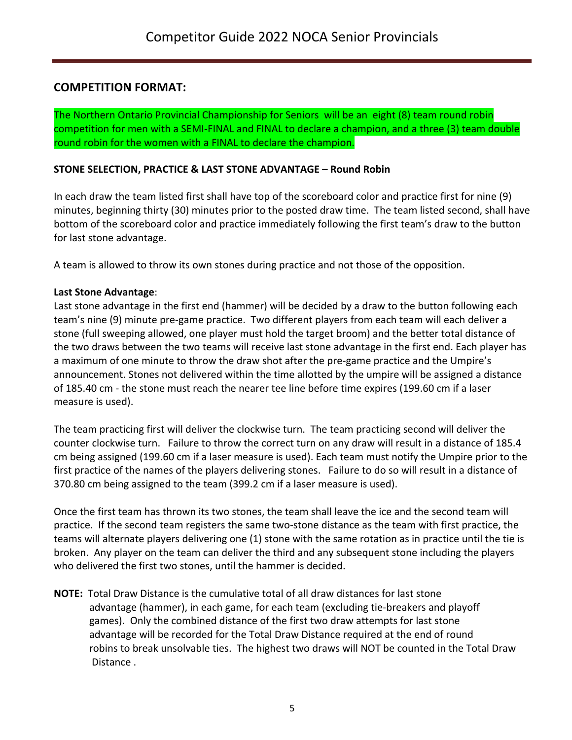## COMPETITION FORMAT:

The Northern Ontario Provincial Championship for Seniors will be an eight (8) team round robin competition for men with a SEMI-FINAL and FINAL to declare a champion, and a three (3) team double round robin for the women with a FINAL to declare the champion.

### STONE SELECTION, PRACTICE & LAST STONE ADVANTAGE – Round Robin

In each draw the team listed first shall have top of the scoreboard color and practice first for nine (9) minutes, beginning thirty (30) minutes prior to the posted draw time. The team listed second, shall have bottom of the scoreboard color and practice immediately following the first team's draw to the button for last stone advantage.

A team is allowed to throw its own stones during practice and not those of the opposition.

**Last Stone Advantage**:
Last stone advantage in the first end (hammer) will be decided by a draw to the button following each team's nine (9) minute pre-game practice. Two different players from each team will each deliver a stone (full sweeping allowed, one player must hold the target broom) and the better total distance of the two draws between the two teams will receive last stone advantage in the first end. Each player has a maximum of one minute to throw the draw shot after the pre-game practice and the Umpire's announcement. Stones not delivered within the time allotted by the umpire will be assigned a distance of 185.40 cm - the stone must reach the nearer tee line before time expires (199.60 cm if a laser measure is used).

The team practicing first will deliver the clockwise turn. The team practicing second will deliver the counter clockwise turn. Failure to throw the correct turn on any draw will result in a distance of 185.4 cm being assigned (199.60 cm if a laser measure is used). Each team must notify the Umpire prior to the first practice of the names of the players delivering stones. Failure to do so will result in a distance of 370.80 cm being assigned to the team (399.2 cm if a laser measure is used).

Once the first team has thrown its two stones, the team shall leave the ice and the second team will practice. If the second team registers the same two-stone distance as the team with first practice, the teams will alternate players delivering one (1) stone with the same rotation as in practice until the tie is broken. Any player on the team can deliver the third and any subsequent stone including the players who delivered the first two stones, until the hammer is decided.

**NOTE:** Total Draw Distance is the cumulative total of all draw distances for last stone advantage (hammer), in each game, for each team (excluding tie-breakers and playoff games). Only the combined distance of the first two draw attempts for last stone advantage will be recorded for the Total Draw Distance required at the end of round robins to break unsolvable ties. The highest two draws will NOT be counted in the Total Draw Distance .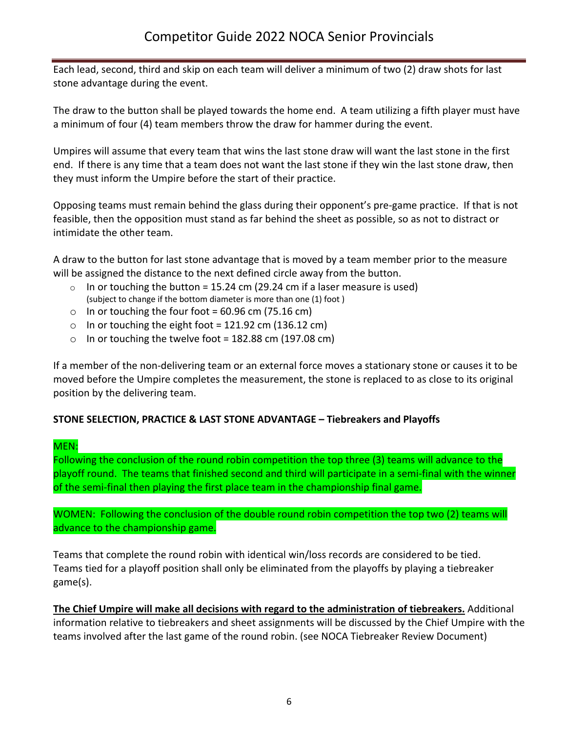Each lead, second, third and skip on each team will deliver a minimum of two (2) draw shots for last stone advantage during the event.

The draw to the button shall be played towards the home end. A team utilizing a fifth player must have a minimum of four (4) team members throw the draw for hammer during the event.

Umpires will assume that every team that wins the last stone draw will want the last stone in the first end. If there is any time that a team does not want the last stone if they win the last stone draw, then they must inform the Umpire before the start of their practice.

Opposing teams must remain behind the glass during their opponent's pre-game practice. If that is not feasible, then the opposition must stand as far behind the sheet as possible, so as not to distract or intimidate the other team.

A draw to the button for last stone advantage that is moved by a team member prior to the measure will be assigned the distance to the next defined circle away from the button.

- In or touching the button = 15.24 cm (29.24 cm if a laser measure is used) (subject to change if the bottom diameter is more than one (1) foot )
- In or touching the four foot = 60.96 cm (75.16 cm)
- In or touching the eight foot = 121.92 cm (136.12 cm)
- In or touching the twelve foot = 182.88 cm (197.08 cm)

If a member of the non-delivering team or an external force moves a stationary stone or causes it to be moved before the Umpire completes the measurement, the stone is replaced to as close to its original position by the delivering team.

**STONE SELECTION, PRACTICE & LAST STONE ADVANTAGE – Tiebreakers and Playoffs**

MEN:
Following the conclusion of the round robin competition the top three (3) teams will advance to the playoff round. The teams that finished second and third will participate in a semi-final with the winner of the semi-final then playing the first place team in the championship final game.

WOMEN: Following the conclusion of the double round robin competition the top two (2) teams will advance to the championship game.

Teams that complete the round robin with identical win/loss records are considered to be tied. Teams tied for a playoff position shall only be eliminated from the playoffs by playing a tiebreaker game(s).

**The Chief Umpire will make all decisions with regard to the administration of tiebreakers.** Additional information relative to tiebreakers and sheet assignments will be discussed by the Chief Umpire with the teams involved after the last game of the round robin. (see NOCA Tiebreaker Review Document)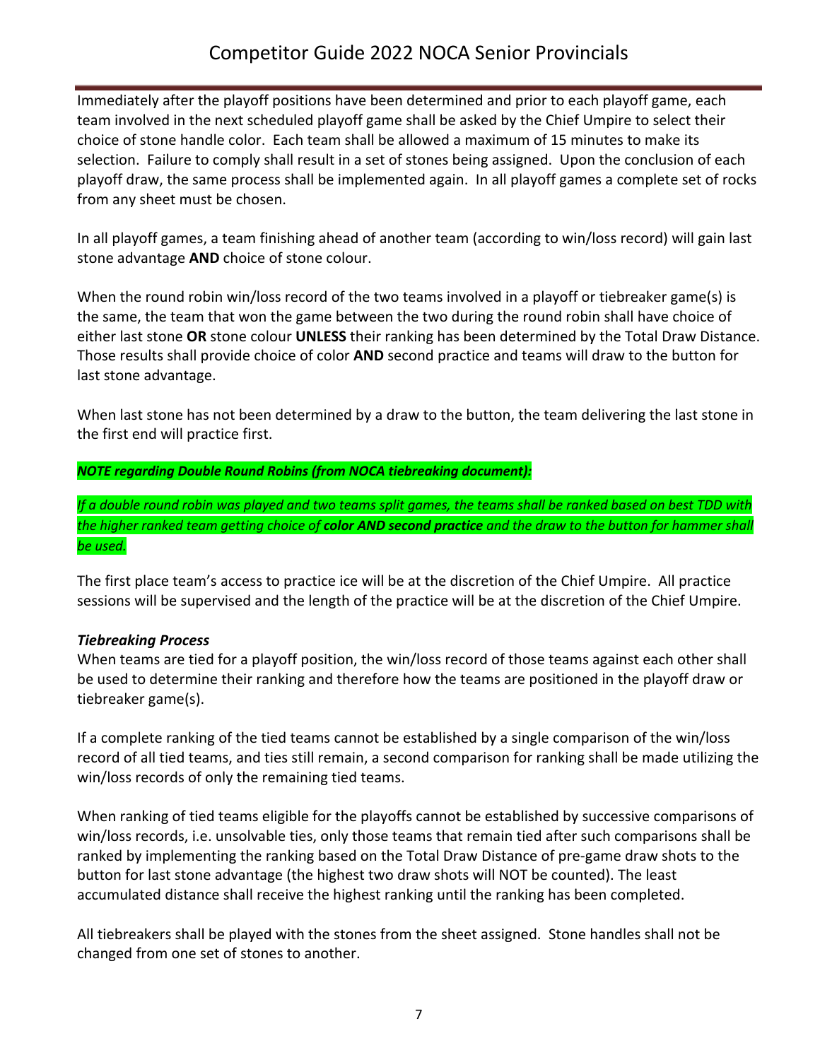Immediately after the playoff positions have been determined and prior to each playoff game, each team involved in the next scheduled playoff game shall be asked by the Chief Umpire to select their choice of stone handle color. Each team shall be allowed a maximum of 15 minutes to make its selection. Failure to comply shall result in a set of stones being assigned. Upon the conclusion of each playoff draw, the same process shall be implemented again. In all playoff games a complete set of rocks from any sheet must be chosen.

In all playoff games, a team finishing ahead of another team (according to win/loss record) will gain last stone advantage **AND** choice of stone colour.

When the round robin win/loss record of the two teams involved in a playoff or tiebreaker game(s) is the same, the team that won the game between the two during the round robin shall have choice of either last stone **OR** stone colour **UNLESS** their ranking has been determined by the Total Draw Distance. Those results shall provide choice of color **AND** second practice and teams will draw to the button for last stone advantage.

When last stone has not been determined by a draw to the button, the team delivering the last stone in the first end will practice first.

***NOTE regarding Double Round Robins (from NOCA tiebreaking document):***

*If a double round robin was played and two teams split games, the teams shall be ranked based on best TDD with the higher ranked team getting choice of **color AND second practice** and the draw to the button for hammer shall be used.*

The first place team's access to practice ice will be at the discretion of the Chief Umpire. All practice sessions will be supervised and the length of the practice will be at the discretion of the Chief Umpire.

### *Tiebreaking Process*

When teams are tied for a playoff position, the win/loss record of those teams against each other shall be used to determine their ranking and therefore how the teams are positioned in the playoff draw or tiebreaker game(s).

If a complete ranking of the tied teams cannot be established by a single comparison of the win/loss record of all tied teams, and ties still remain, a second comparison for ranking shall be made utilizing the win/loss records of only the remaining tied teams.

When ranking of tied teams eligible for the playoffs cannot be established by successive comparisons of win/loss records, i.e. unsolvable ties, only those teams that remain tied after such comparisons shall be ranked by implementing the ranking based on the Total Draw Distance of pre-game draw shots to the button for last stone advantage (the highest two draw shots will NOT be counted). The least accumulated distance shall receive the highest ranking until the ranking has been completed.

All tiebreakers shall be played with the stones from the sheet assigned. Stone handles shall not be changed from one set of stones to another.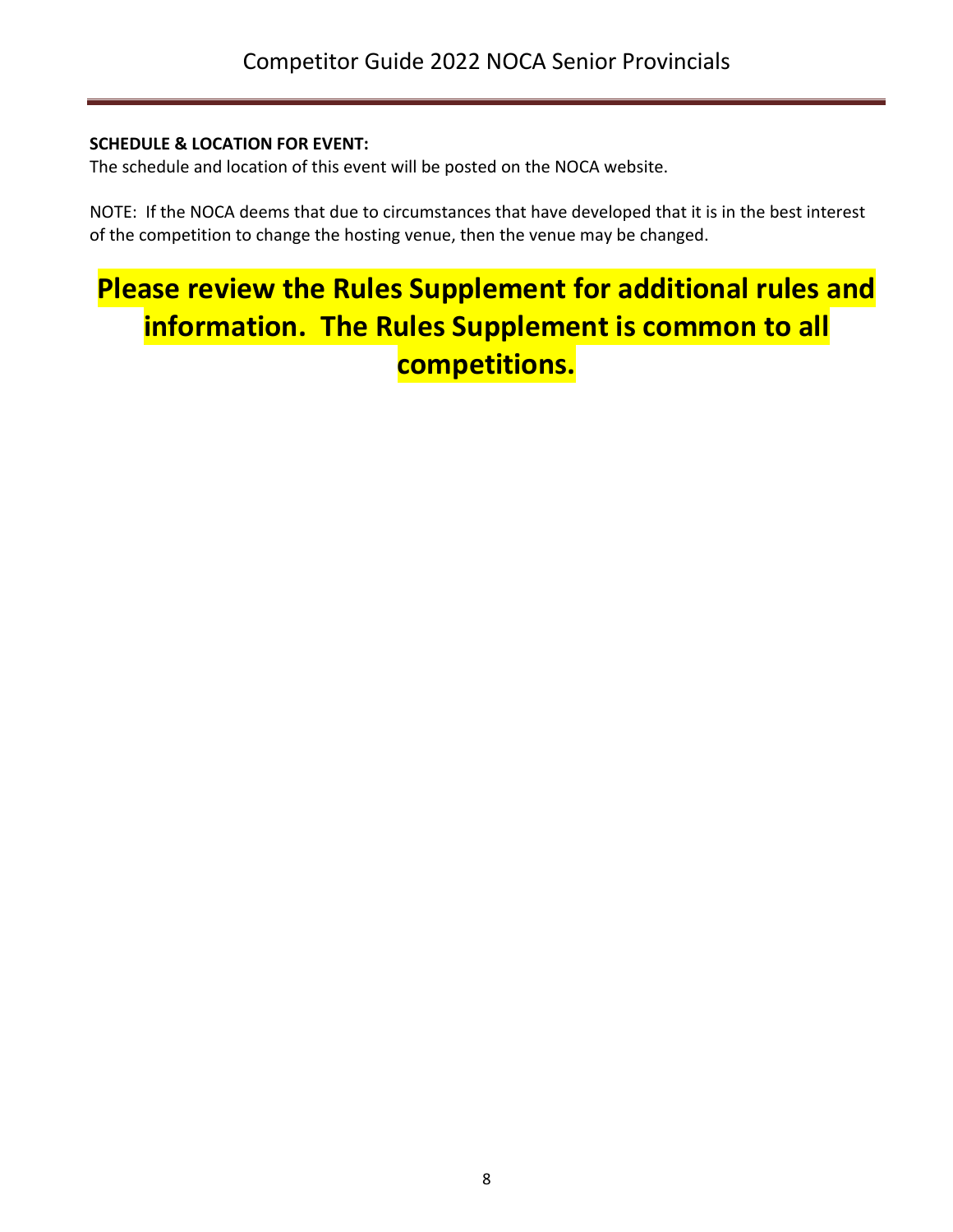**SCHEDULE & LOCATION FOR EVENT:**
The schedule and location of this event will be posted on the NOCA website.

NOTE: If the NOCA deems that due to circumstances that have developed that it is in the best interest of the competition to change the hosting venue, then the venue may be changed.

## Please review the Rules Supplement for additional rules and information. The Rules Supplement is common to all competitions.